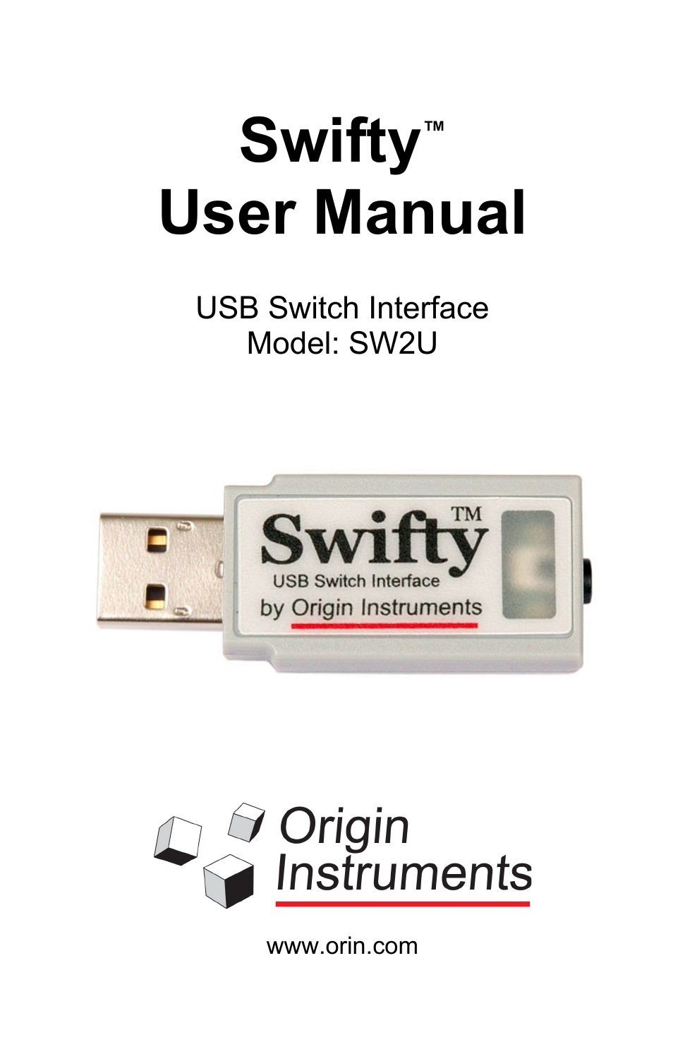# Swifty™
# User Manual

USB Switch Interface
Model: SW2U

Origin Instruments

www.orin.com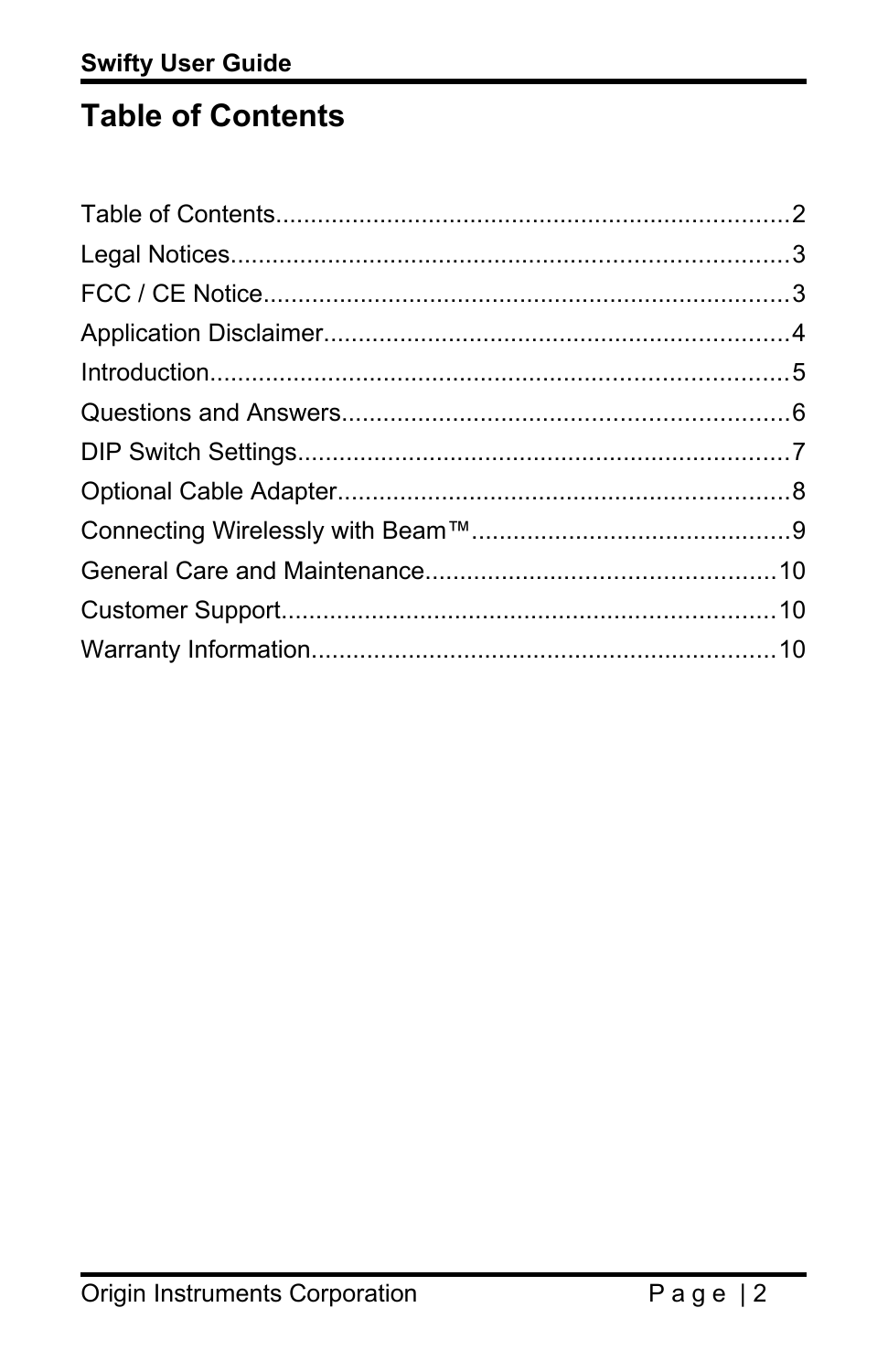# Table of Contents

Table of Contents.........................................................................2

Legal Notices................................................................................3

FCC / CE Notice...........................................................................3

Application Disclaimer..................................................................4

Introduction...................................................................................5

Questions and Answers................................................................6

DIP Switch Settings.......................................................................7

Optional Cable Adapter.................................................................8

Connecting Wirelessly with Beam™..............................................9

General Care and Maintenance..................................................10

Customer Support.......................................................................10

Warranty Information..................................................................10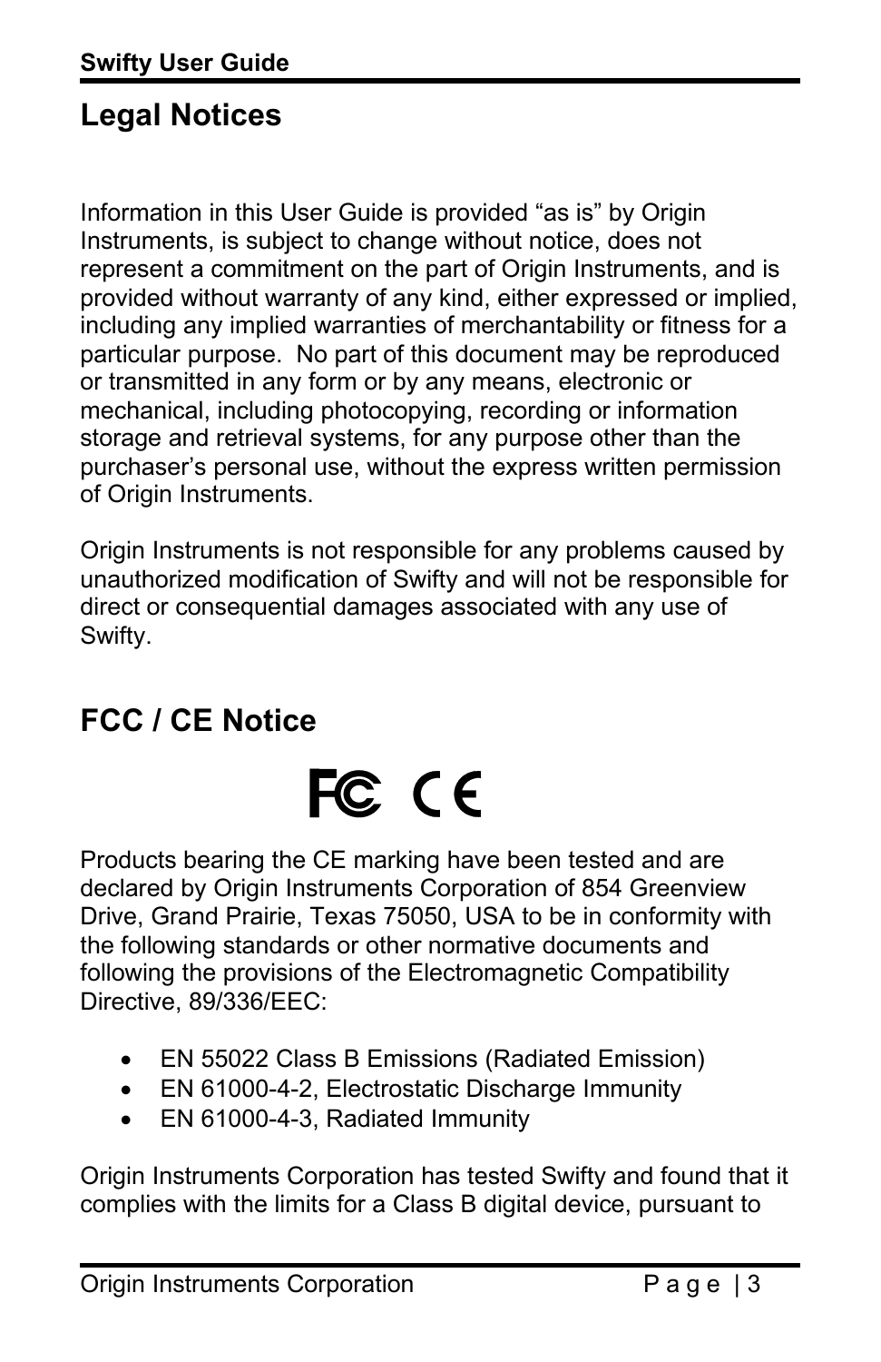## Legal Notices

Information in this User Guide is provided "as is" by Origin Instruments, is subject to change without notice, does not represent a commitment on the part of Origin Instruments, and is provided without warranty of any kind, either expressed or implied, including any implied warranties of merchantability or fitness for a particular purpose. No part of this document may be reproduced or transmitted in any form or by any means, electronic or mechanical, including photocopying, recording or information storage and retrieval systems, for any purpose other than the purchaser's personal use, without the express written permission of Origin Instruments.

Origin Instruments is not responsible for any problems caused by unauthorized modification of Swifty and will not be responsible for direct or consequential damages associated with any use of Swifty.

## FCC / CE Notice

Products bearing the CE marking have been tested and are declared by Origin Instruments Corporation of 854 Greenview Drive, Grand Prairie, Texas 75050, USA to be in conformity with the following standards or other normative documents and following the provisions of the Electromagnetic Compatibility Directive, 89/336/EEC:

- EN 55022 Class B Emissions (Radiated Emission)
- EN 61000-4-2, Electrostatic Discharge Immunity
- EN 61000-4-3, Radiated Immunity

Origin Instruments Corporation has tested Swifty and found that it complies with the limits for a Class B digital device, pursuant to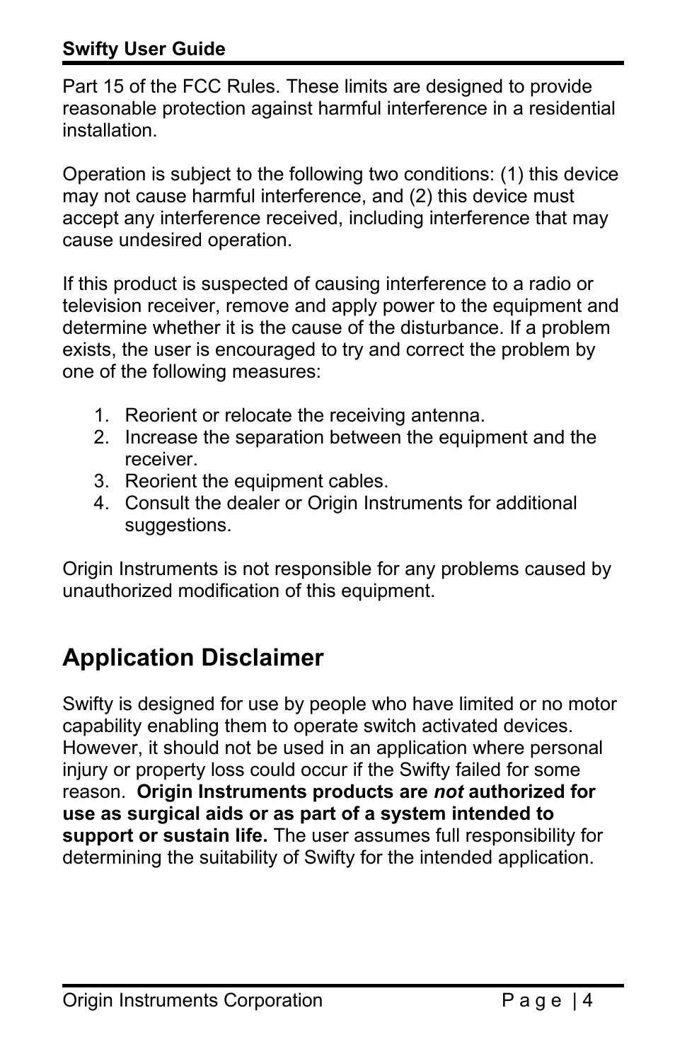Part 15 of the FCC Rules. These limits are designed to provide reasonable protection against harmful interference in a residential installation.

Operation is subject to the following two conditions: (1) this device may not cause harmful interference, and (2) this device must accept any interference received, including interference that may cause undesired operation.

If this product is suspected of causing interference to a radio or television receiver, remove and apply power to the equipment and determine whether it is the cause of the disturbance. If a problem exists, the user is encouraged to try and correct the problem by one of the following measures:

1. Reorient or relocate the receiving antenna.
2. Increase the separation between the equipment and the receiver.
3. Reorient the equipment cables.
4. Consult the dealer or Origin Instruments for additional suggestions.

Origin Instruments is not responsible for any problems caused by unauthorized modification of this equipment.

## Application Disclaimer

Swifty is designed for use by people who have limited or no motor capability enabling them to operate switch activated devices. However, it should not be used in an application where personal injury or property loss could occur if the Swifty failed for some reason. **Origin Instruments products are *not* authorized for use as surgical aids or as part of a system intended to support or sustain life.** The user assumes full responsibility for determining the suitability of Swifty for the intended application.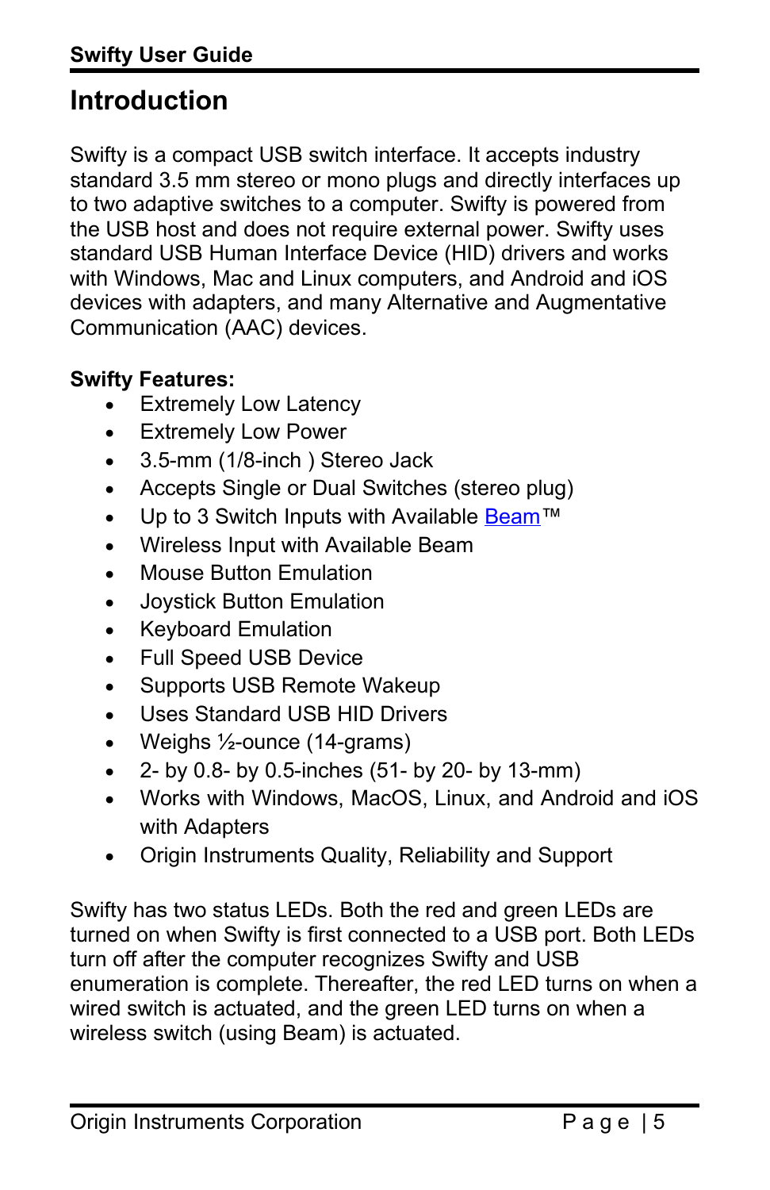# Introduction

Swifty is a compact USB switch interface. It accepts industry standard 3.5 mm stereo or mono plugs and directly interfaces up to two adaptive switches to a computer. Swifty is powered from the USB host and does not require external power. Swifty uses standard USB Human Interface Device (HID) drivers and works with Windows, Mac and Linux computers, and Android and iOS devices with adapters, and many Alternative and Augmentative Communication (AAC) devices.

**Swifty Features:**

- Extremely Low Latency
- Extremely Low Power
- 3.5-mm (1/8-inch ) Stereo Jack
- Accepts Single or Dual Switches (stereo plug)
- Up to 3 Switch Inputs with Available Beam™
- Wireless Input with Available Beam
- Mouse Button Emulation
- Joystick Button Emulation
- Keyboard Emulation
- Full Speed USB Device
- Supports USB Remote Wakeup
- Uses Standard USB HID Drivers
- Weighs ½-ounce (14-grams)
- 2- by 0.8- by 0.5-inches (51- by 20- by 13-mm)
- Works with Windows, MacOS, Linux, and Android and iOS with Adapters
- Origin Instruments Quality, Reliability and Support

Swifty has two status LEDs. Both the red and green LEDs are turned on when Swifty is first connected to a USB port. Both LEDs turn off after the computer recognizes Swifty and USB enumeration is complete. Thereafter, the red LED turns on when a wired switch is actuated, and the green LED turns on when a wireless switch (using Beam) is actuated.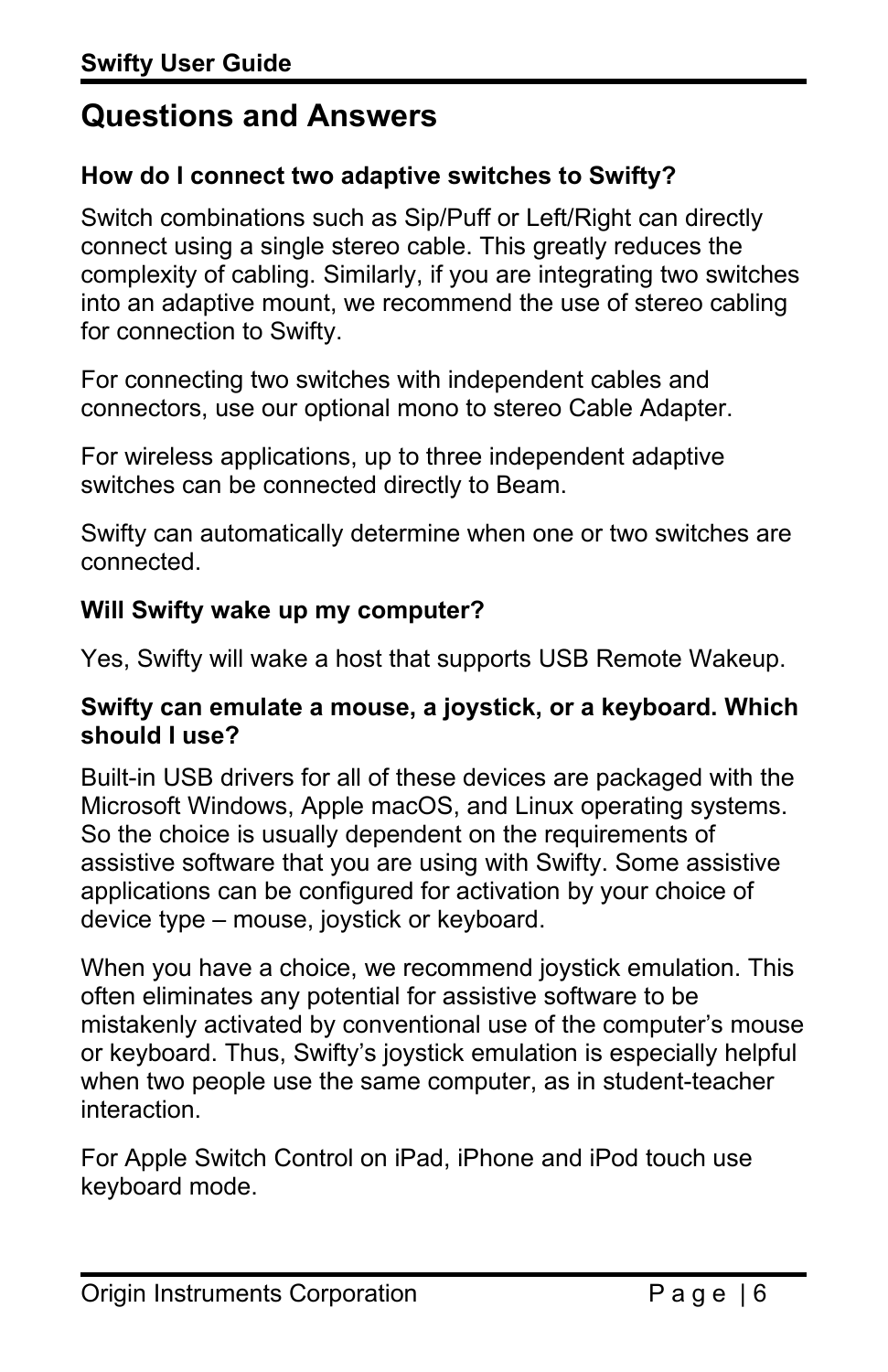## Questions and Answers

**How do I connect two adaptive switches to Swifty?**

Switch combinations such as Sip/Puff or Left/Right can directly connect using a single stereo cable. This greatly reduces the complexity of cabling. Similarly, if you are integrating two switches into an adaptive mount, we recommend the use of stereo cabling for connection to Swifty.

For connecting two switches with independent cables and connectors, use our optional mono to stereo Cable Adapter.

For wireless applications, up to three independent adaptive switches can be connected directly to Beam.

Swifty can automatically determine when one or two switches are connected.

**Will Swifty wake up my computer?**

Yes, Swifty will wake a host that supports USB Remote Wakeup.

**Swifty can emulate a mouse, a joystick, or a keyboard. Which should I use?**

Built-in USB drivers for all of these devices are packaged with the Microsoft Windows, Apple macOS, and Linux operating systems. So the choice is usually dependent on the requirements of assistive software that you are using with Swifty. Some assistive applications can be configured for activation by your choice of device type – mouse, joystick or keyboard.

When you have a choice, we recommend joystick emulation. This often eliminates any potential for assistive software to be mistakenly activated by conventional use of the computer's mouse or keyboard. Thus, Swifty's joystick emulation is especially helpful when two people use the same computer, as in student-teacher interaction.

For Apple Switch Control on iPad, iPhone and iPod touch use keyboard mode.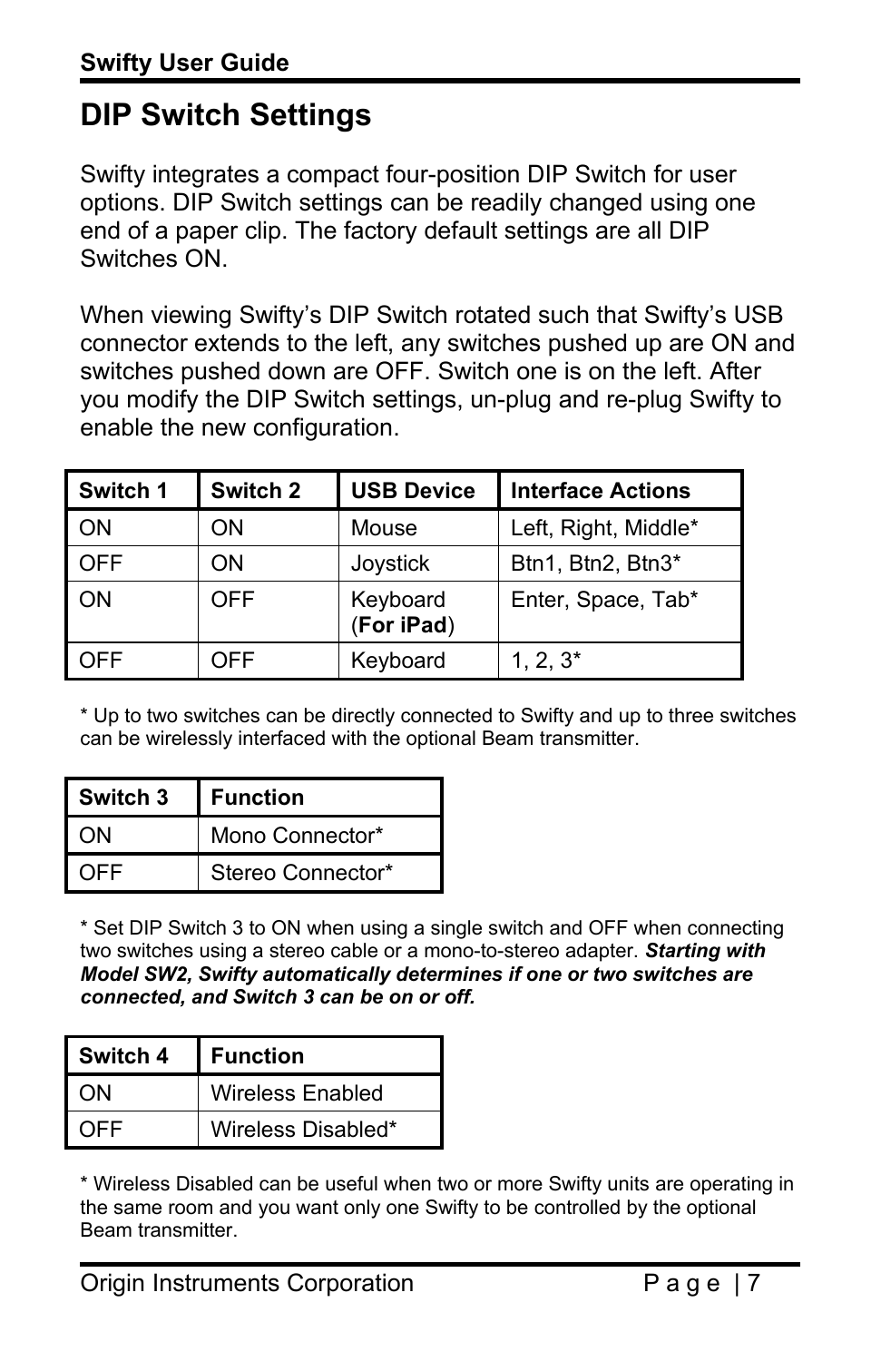# DIP Switch Settings

Swifty integrates a compact four-position DIP Switch for user options. DIP Switch settings can be readily changed using one end of a paper clip. The factory default settings are all DIP Switches ON.

When viewing Swifty's DIP Switch rotated such that Swifty's USB connector extends to the left, any switches pushed up are ON and switches pushed down are OFF. Switch one is on the left. After you modify the DIP Switch settings, un-plug and re-plug Swifty to enable the new configuration.

| Switch 1 | Switch 2 | USB Device | Interface Actions |
|---|---|---|---|
| ON | ON | Mouse | Left, Right, Middle* |
| OFF | ON | Joystick | Btn1, Btn2, Btn3* |
| ON | OFF | Keyboard (**For iPad**) | Enter, Space, Tab* |
| OFF | OFF | Keyboard | 1, 2, 3* |

* Up to two switches can be directly connected to Swifty and up to three switches can be wirelessly interfaced with the optional Beam transmitter.

| Switch 3 | Function |
|---|---|
| ON | Mono Connector* |
| OFF | Stereo Connector* |

* Set DIP Switch 3 to ON when using a single switch and OFF when connecting two switches using a stereo cable or a mono-to-stereo adapter. ***Starting with Model SW2, Swifty automatically determines if one or two switches are connected, and Switch 3 can be on or off.***

| Switch 4 | Function |
|---|---|
| ON | Wireless Enabled |
| OFF | Wireless Disabled* |

* Wireless Disabled can be useful when two or more Swifty units are operating in the same room and you want only one Swifty to be controlled by the optional Beam transmitter.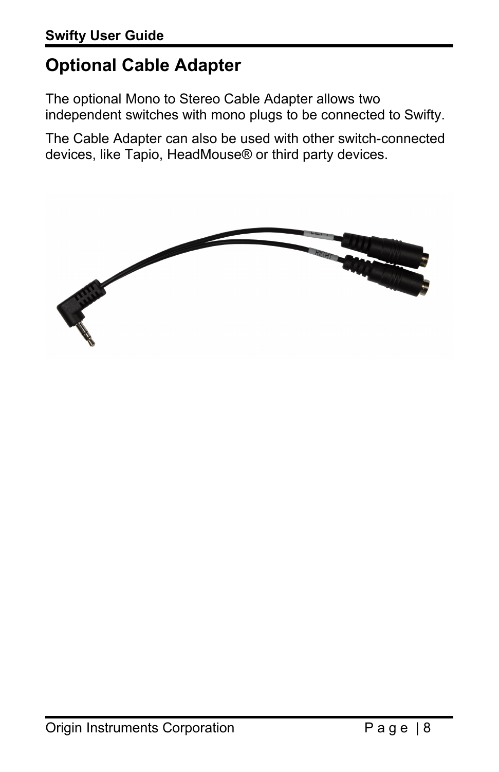## Optional Cable Adapter

The optional Mono to Stereo Cable Adapter allows two independent switches with mono plugs to be connected to Swifty.

The Cable Adapter can also be used with other switch-connected devices, like Tapio, HeadMouse® or third party devices.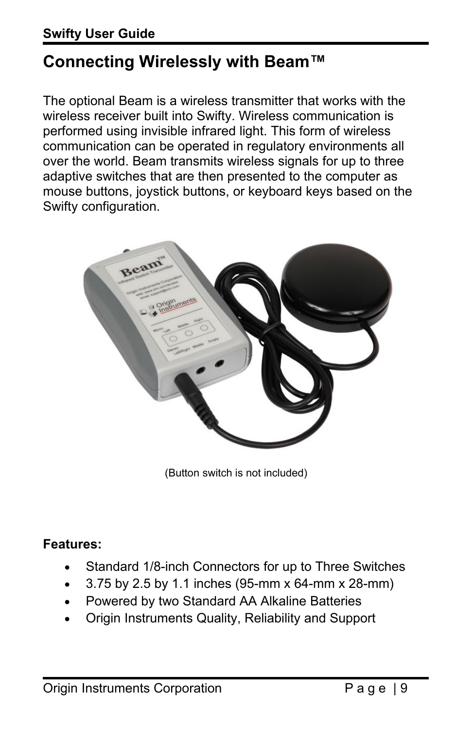## Connecting Wirelessly with Beam™

The optional Beam is a wireless transmitter that works with the wireless receiver built into Swifty. Wireless communication is performed using invisible infrared light. This form of wireless communication can be operated in regulatory environments all over the world. Beam transmits wireless signals for up to three adaptive switches that are then presented to the computer as mouse buttons, joystick buttons, or keyboard keys based on the Swifty configuration.

(Button switch is not included)

**Features:**

- Standard 1/8-inch Connectors for up to Three Switches
- 3.75 by 2.5 by 1.1 inches (95-mm x 64-mm x 28-mm)
- Powered by two Standard AA Alkaline Batteries
- Origin Instruments Quality, Reliability and Support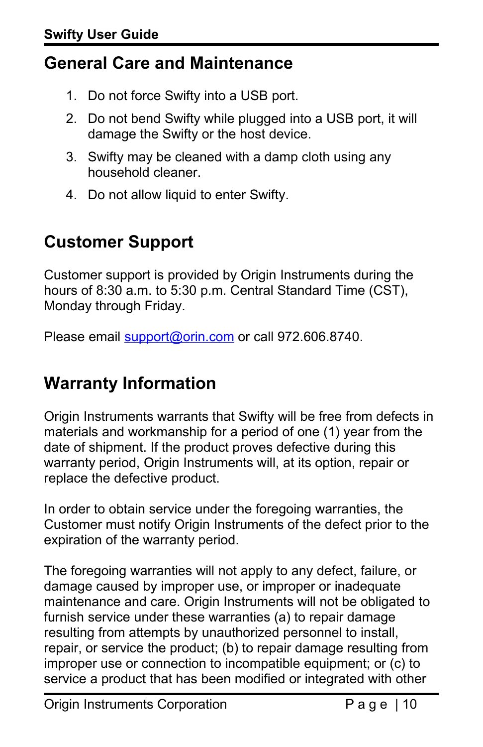## General Care and Maintenance

1. Do not force Swifty into a USB port.
2. Do not bend Swifty while plugged into a USB port, it will damage the Swifty or the host device.
3. Swifty may be cleaned with a damp cloth using any household cleaner.
4. Do not allow liquid to enter Swifty.

## Customer Support

Customer support is provided by Origin Instruments during the hours of 8:30 a.m. to 5:30 p.m. Central Standard Time (CST), Monday through Friday.

Please email [support@orin.com](mailto:support@orin.com) or call 972.606.8740.

## Warranty Information

Origin Instruments warrants that Swifty will be free from defects in materials and workmanship for a period of one (1) year from the date of shipment. If the product proves defective during this warranty period, Origin Instruments will, at its option, repair or replace the defective product.

In order to obtain service under the foregoing warranties, the Customer must notify Origin Instruments of the defect prior to the expiration of the warranty period.

The foregoing warranties will not apply to any defect, failure, or damage caused by improper use, or improper or inadequate maintenance and care. Origin Instruments will not be obligated to furnish service under these warranties (a) to repair damage resulting from attempts by unauthorized personnel to install, repair, or service the product; (b) to repair damage resulting from improper use or connection to incompatible equipment; or (c) to service a product that has been modified or integrated with other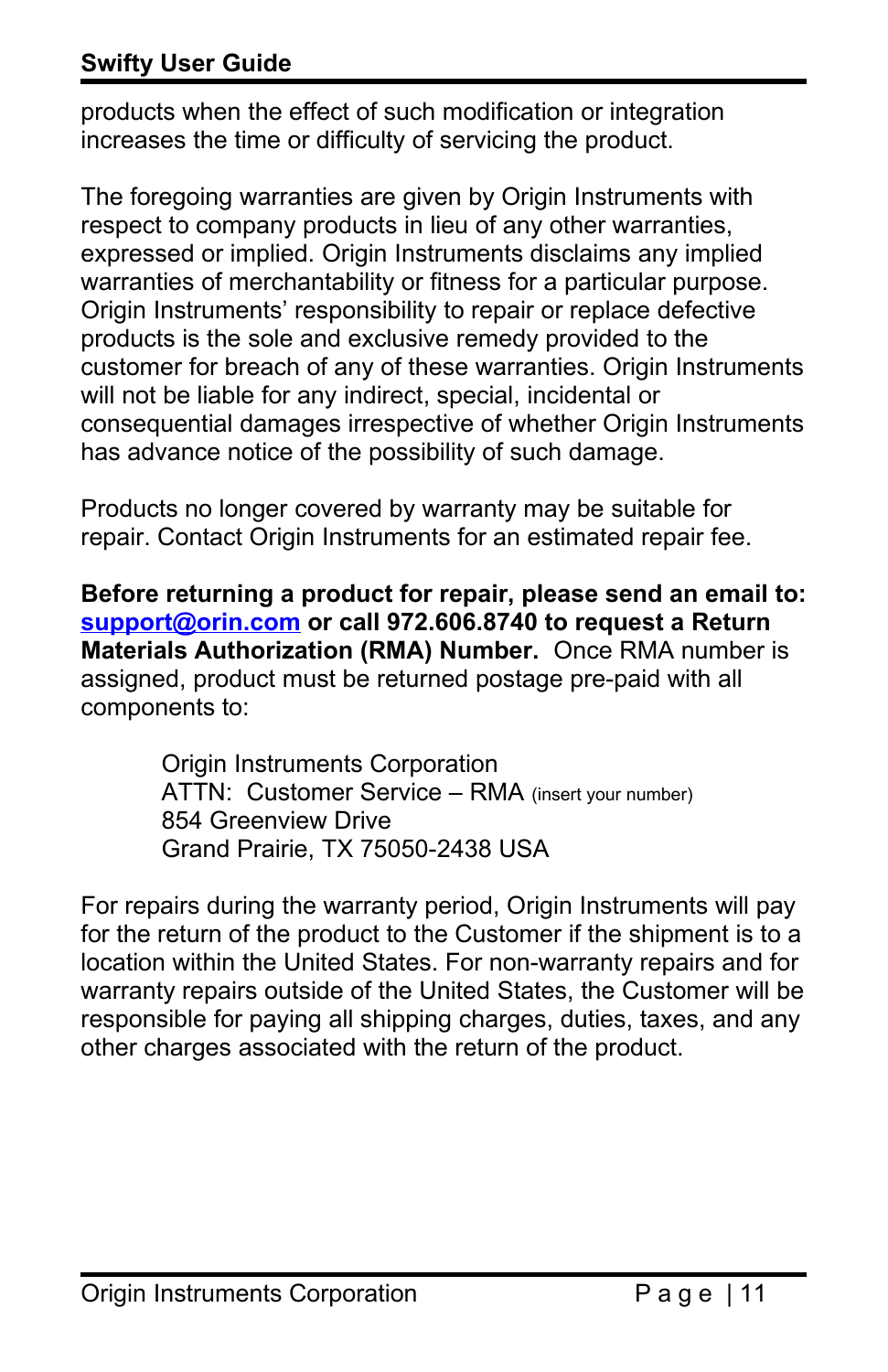products when the effect of such modification or integration increases the time or difficulty of servicing the product.

The foregoing warranties are given by Origin Instruments with respect to company products in lieu of any other warranties, expressed or implied. Origin Instruments disclaims any implied warranties of merchantability or fitness for a particular purpose. Origin Instruments' responsibility to repair or replace defective products is the sole and exclusive remedy provided to the customer for breach of any of these warranties. Origin Instruments will not be liable for any indirect, special, incidental or consequential damages irrespective of whether Origin Instruments has advance notice of the possibility of such damage.

Products no longer covered by warranty may be suitable for repair. Contact Origin Instruments for an estimated repair fee.

**Before returning a product for repair, please send an email to: [support@orin.com](mailto:support@orin.com) or call 972.606.8740 to request a Return Materials Authorization (RMA) Number.** Once RMA number is assigned, product must be returned postage pre-paid with all components to:

> Origin Instruments Corporation
> ATTN: Customer Service – RMA (insert your number)
> 854 Greenview Drive
> Grand Prairie, TX 75050-2438 USA

For repairs during the warranty period, Origin Instruments will pay for the return of the product to the Customer if the shipment is to a location within the United States. For non-warranty repairs and for warranty repairs outside of the United States, the Customer will be responsible for paying all shipping charges, duties, taxes, and any other charges associated with the return of the product.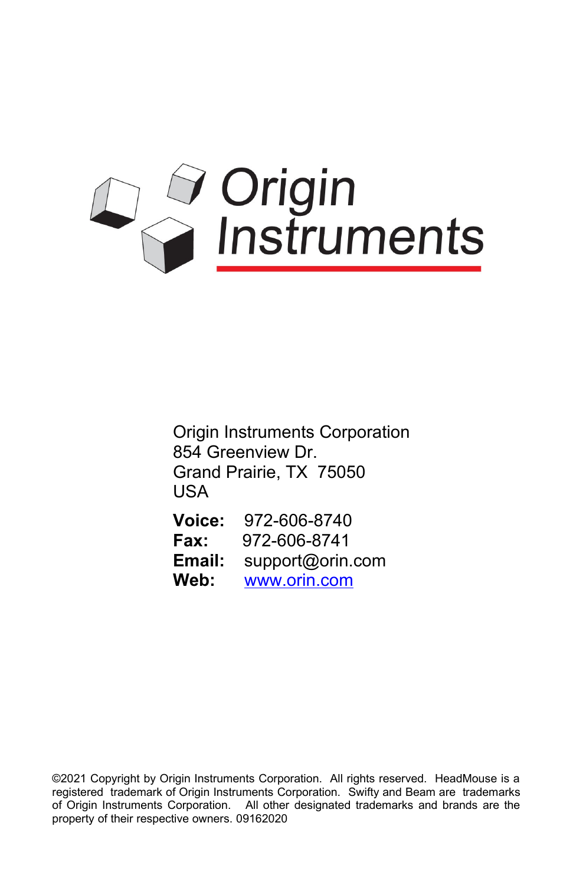Origin Instruments

Origin Instruments Corporation
854 Greenview Dr.
Grand Prairie, TX 75050
USA

**Voice:** 972-606-8740
**Fax:** 972-606-8741
**Email:** support@orin.com
**Web:** www.orin.com

©2021 Copyright by Origin Instruments Corporation. All rights reserved. HeadMouse is a registered trademark of Origin Instruments Corporation. Swifty and Beam are trademarks of Origin Instruments Corporation. All other designated trademarks and brands are the property of their respective owners. 09162020